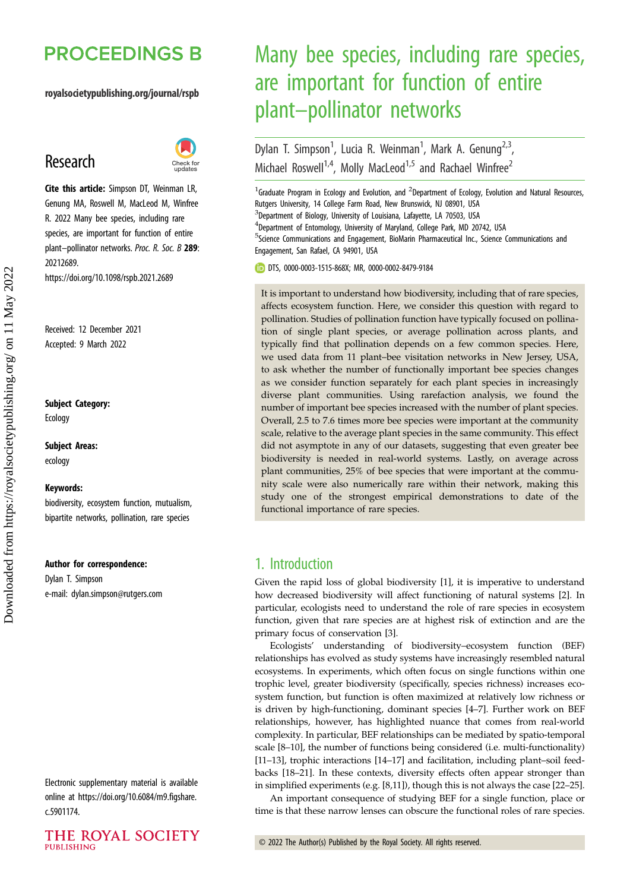# Many bee species, including rare species, are important for function of entire plant–pollinator networks

Dylan T. Simpson[1], Lucia R. Weinman[1], Mark A. Genung[2,3], Michael Roswell[1,4], Molly MacLeod[1,5] and Rachael Winfree[2]

[1]Graduate Program in Ecology and Evolution, and [2]Department of Ecology, Evolution and Natural Resources, Rutgers University, 14 College Farm Road, New Brunswick, NJ 08901, USA
[3]Department of Biology, University of Louisiana, Lafayette, LA 70503, USA
[4]Department of Entomology, University of Maryland, College Park, MD 20742, USA
[5]Science Communications and Engagement, BioMarin Pharmaceutical Inc., Science Communications and Engagement, San Rafael, CA 94901, USA

DTS, 0000-0003-1515-868X; MR, 0000-0002-8479-9184

**Research**

**Cite this article:** Simpson DT, Weinman LR, Genung MA, Roswell M, MacLeod M, Winfree R. 2022 Many bee species, including rare species, are important for function of entire plant–pollinator networks. *Proc. R. Soc. B* **289**: 20212689.
https://doi.org/10.1098/rspb.2021.2689

Received: 12 December 2021
Accepted: 9 March 2022

**Subject Category:**
Ecology

**Subject Areas:**
ecology

**Keywords:**
biodiversity, ecosystem function, mutualism, bipartite networks, pollination, rare species

**Author for correspondence:**
Dylan T. Simpson
e-mail: dylan.simpson@rutgers.com

Electronic supplementary material is available online at https://doi.org/10.6084/m9.figshare.c.5901174.

It is important to understand how biodiversity, including that of rare species, affects ecosystem function. Here, we consider this question with regard to pollination. Studies of pollination function have typically focused on pollination of single plant species, or average pollination across plants, and typically find that pollination depends on a few common species. Here, we used data from 11 plant–bee visitation networks in New Jersey, USA, to ask whether the number of functionally important bee species changes as we consider function separately for each plant species in increasingly diverse plant communities. Using rarefaction analysis, we found the number of important bee species increased with the number of plant species. Overall, 2.5 to 7.6 times more bee species were important at the community scale, relative to the average plant species in the same community. This effect did not asymptote in any of our datasets, suggesting that even greater bee biodiversity is needed in real-world systems. Lastly, on average across plant communities, 25% of bee species that were important at the community scale were also numerically rare within their network, making this study one of the strongest empirical demonstrations to date of the functional importance of rare species.

## 1. Introduction

Given the rapid loss of global biodiversity [1], it is imperative to understand how decreased biodiversity will affect functioning of natural systems [2]. In particular, ecologists need to understand the role of rare species in ecosystem function, given that rare species are at highest risk of extinction and are the primary focus of conservation [3].

Ecologists' understanding of biodiversity–ecosystem function (BEF) relationships has evolved as study systems have increasingly resembled natural ecosystems. In experiments, which often focus on single functions within one trophic level, greater biodiversity (specifically, species richness) increases ecosystem function, but function is often maximized at relatively low richness or is driven by high-functioning, dominant species [4–7]. Further work on BEF relationships, however, has highlighted nuance that comes from real-world complexity. In particular, BEF relationships can be mediated by spatio-temporal scale [8–10], the number of functions being considered (i.e. multi-functionality) [11–13], trophic interactions [14–17] and facilitation, including plant–soil feedbacks [18–21]. In these contexts, diversity effects often appear stronger than in simplified experiments (e.g. [8,11]), though this is not always the case [22–25].

An important consequence of studying BEF for a single function, place or time is that these narrow lenses can obscure the functional roles of rare species.

© 2022 The Author(s) Published by the Royal Society. All rights reserved.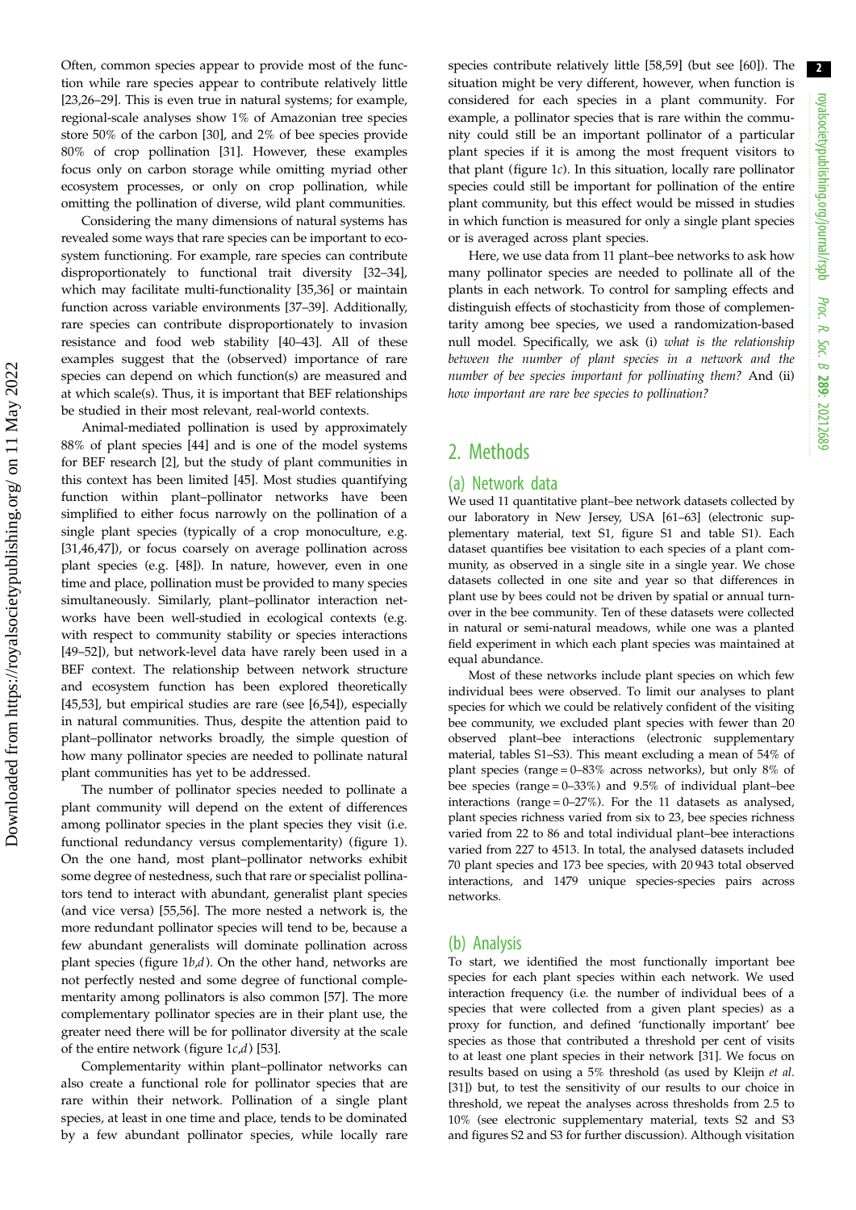Often, common species appear to provide most of the function while rare species appear to contribute relatively little [23,26–29]. This is even true in natural systems; for example, regional-scale analyses show 1% of Amazonian tree species store 50% of the carbon [30], and 2% of bee species provide 80% of crop pollination [31]. However, these examples focus only on carbon storage while omitting myriad other ecosystem processes, or only on crop pollination, while omitting the pollination of diverse, wild plant communities.

Considering the many dimensions of natural systems has revealed some ways that rare species can be important to ecosystem functioning. For example, rare species can contribute disproportionately to functional trait diversity [32–34], which may facilitate multi-functionality [35,36] or maintain function across variable environments [37–39]. Additionally, rare species can contribute disproportionately to invasion resistance and food web stability [40–43]. All of these examples suggest that the (observed) importance of rare species can depend on which function(s) are measured and at which scale(s). Thus, it is important that BEF relationships be studied in their most relevant, real-world contexts.

Animal-mediated pollination is used by approximately 88% of plant species [44] and is one of the model systems for BEF research [2], but the study of plant communities in this context has been limited [45]. Most studies quantifying function within plant–pollinator networks have been simplified to either focus narrowly on the pollination of a single plant species (typically of a crop monoculture, e.g. [31,46,47]), or focus coarsely on average pollination across plant species (e.g. [48]). In nature, however, even in one time and place, pollination must be provided to many species simultaneously. Similarly, plant–pollinator interaction networks have been well-studied in ecological contexts (e.g. with respect to community stability or species interactions [49–52]), but network-level data have rarely been used in a BEF context. The relationship between network structure and ecosystem function has been explored theoretically [45,53], but empirical studies are rare (see [6,54]), especially in natural communities. Thus, despite the attention paid to plant–pollinator networks broadly, the simple question of how many pollinator species are needed to pollinate natural plant communities has yet to be addressed.

The number of pollinator species needed to pollinate a plant community will depend on the extent of differences among pollinator species in the plant species they visit (i.e. functional redundancy versus complementarity) (figure 1). On the one hand, most plant–pollinator networks exhibit some degree of nestedness, such that rare or specialist pollinators tend to interact with abundant, generalist plant species (and vice versa) [55,56]. The more nested a network is, the more redundant pollinator species will tend to be, because a few abundant generalists will dominate pollination across plant species (figure 1*b*,*d*). On the other hand, networks are not perfectly nested and some degree of functional complementarity among pollinators is also common [57]. The more complementary pollinator species are in their plant use, the greater need there will be for pollinator diversity at the scale of the entire network (figure 1*c*,*d*) [53].

Complementarity within plant–pollinator networks can also create a functional role for pollinator species that are rare within their network. Pollination of a single plant species, at least in one time and place, tends to be dominated by a few abundant pollinator species, while locally rare species contribute relatively little [58,59] (but see [60]). The situation might be very different, however, when function is considered for each species in a plant community. For example, a pollinator species that is rare within the community could still be an important pollinator of a particular plant species if it is among the most frequent visitors to that plant (figure 1*c*). In this situation, locally rare pollinator species could still be important for pollination of the entire plant community, but this effect would be missed in studies in which function is measured for only a single plant species or is averaged across plant species.

Here, we use data from 11 plant–bee networks to ask how many pollinator species are needed to pollinate all of the plants in each network. To control for sampling effects and distinguish effects of stochasticity from those of complementarity among bee species, we used a randomization-based null model. Specifically, we ask (i) *what is the relationship between the number of plant species in a network and the number of bee species important for pollinating them?* And (ii) *how important are rare bee species to pollination?*

## 2. Methods

### (a) Network data

We used 11 quantitative plant–bee network datasets collected by our laboratory in New Jersey, USA [61–63] (electronic supplementary material, text S1, figure S1 and table S1). Each dataset quantifies bee visitation to each species of a plant community, as observed in a single site in a single year. We chose datasets collected in one site and year so that differences in plant use by bees could not be driven by spatial or annual turnover in the bee community. Ten of these datasets were collected in natural or semi-natural meadows, while one was a planted field experiment in which each plant species was maintained at equal abundance.

Most of these networks include plant species on which few individual bees were observed. To limit our analyses to plant species for which we could be relatively confident of the visiting bee community, we excluded plant species with fewer than 20 observed plant–bee interactions (electronic supplementary material, tables S1–S3). This meant excluding a mean of 54% of plant species (range = 0–83% across networks), but only 8% of bee species (range = 0–33%) and 9.5% of individual plant–bee interactions (range = 0–27%). For the 11 datasets as analysed, plant species richness varied from six to 23, bee species richness varied from 22 to 86 and total individual plant–bee interactions varied from 227 to 4513. In total, the analysed datasets included 70 plant species and 173 bee species, with 20 943 total observed interactions, and 1479 unique species-species pairs across networks.

### (b) Analysis

To start, we identified the most functionally important bee species for each plant species within each network. We used interaction frequency (i.e. the number of individual bees of a species that were collected from a given plant species) as a proxy for function, and defined 'functionally important' bee species as those that contributed a threshold per cent of visits to at least one plant species in their network [31]. We focus on results based on using a 5% threshold (as used by Kleijn *et al.* [31]) but, to test the sensitivity of our results to our choice in threshold, we repeat the analyses across thresholds from 2.5 to 10% (see electronic supplementary material, texts S2 and S3 and figures S2 and S3 for further discussion). Although visitation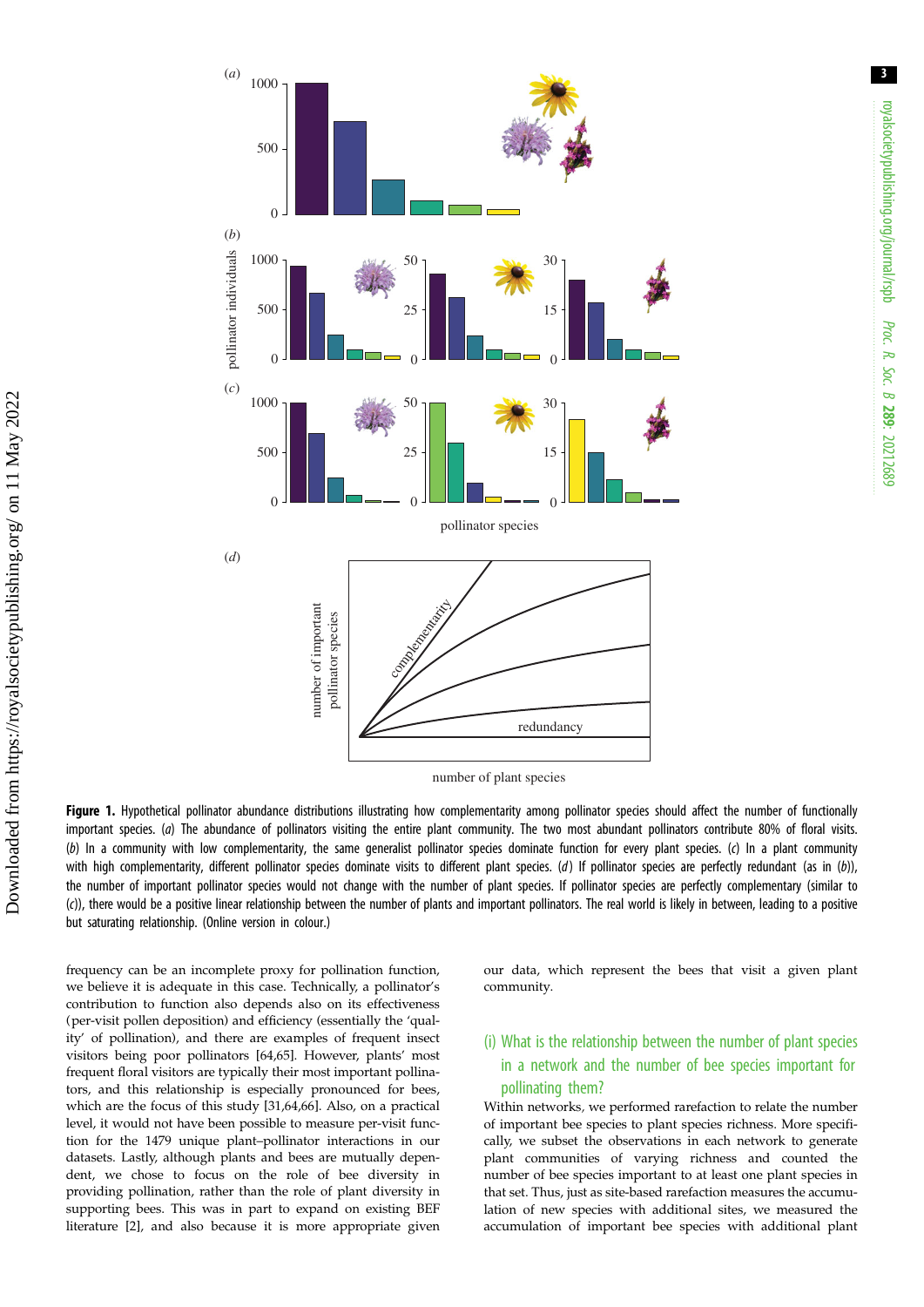**Figure 1.** Hypothetical pollinator abundance distributions illustrating how complementarity among pollinator species should affect the number of functionally important species. (*a*) The abundance of pollinators visiting the entire plant community. The two most abundant pollinators contribute 80% of floral visits. (*b*) In a community with low complementarity, the same generalist pollinator species dominate function for every plant species. (*c*) In a plant community with high complementarity, different pollinator species dominate visits to different plant species. (*d*) If pollinator species are perfectly redundant (as in (*b*)), the number of important pollinator species would not change with the number of plant species. If pollinator species are perfectly complementary (similar to (*c*)), there would be a positive linear relationship between the number of plants and important pollinators. The real world is likely in between, leading to a positive but saturating relationship. (Online version in colour.)

frequency can be an incomplete proxy for pollination function, we believe it is adequate in this case. Technically, a pollinator's contribution to function also depends also on its effectiveness (per-visit pollen deposition) and efficiency (essentially the 'quality' of pollination), and there are examples of frequent insect visitors being poor pollinators [64,65]. However, plants' most frequent floral visitors are typically their most important pollinators, and this relationship is especially pronounced for bees, which are the focus of this study [31,64,66]. Also, on a practical level, it would not have been possible to measure per-visit function for the 1479 unique plant–pollinator interactions in our datasets. Lastly, although plants and bees are mutually dependent, we chose to focus on the role of bee diversity in providing pollination, rather than the role of plant diversity in supporting bees. This was in part to expand on existing BEF literature [2], and also because it is more appropriate given our data, which represent the bees that visit a given plant community.

### (i) What is the relationship between the number of plant species in a network and the number of bee species important for pollinating them?

Within networks, we performed rarefaction to relate the number of important bee species to plant species richness. More specifically, we subset the observations in each network to generate plant communities of varying richness and counted the number of bee species important to at least one plant species in that set. Thus, just as site-based rarefaction measures the accumulation of new species with additional sites, we measured the accumulation of important bee species with additional plant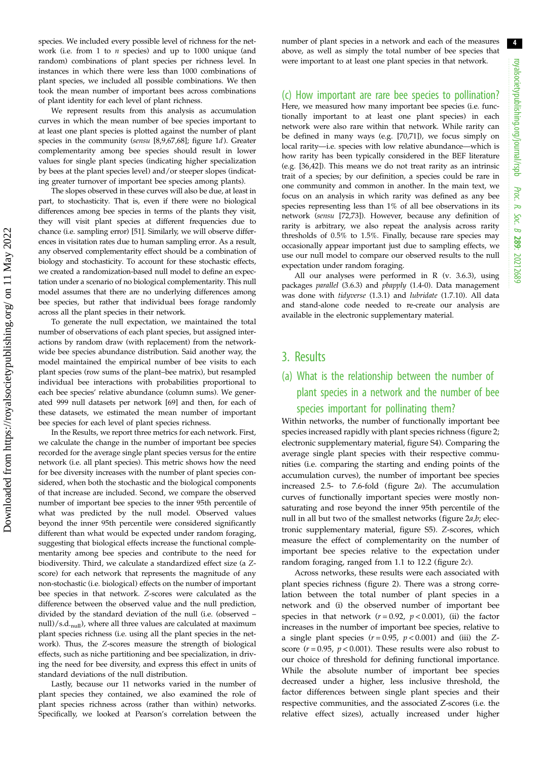species. We included every possible level of richness for the network (i.e. from 1 to $n$ species) and up to 1000 unique (and random) combinations of plant species per richness level. In instances in which there were less than 1000 combinations of plant species, we included all possible combinations. We then took the mean number of important bees across combinations of plant identity for each level of plant richness.

We represent results from this analysis as accumulation curves in which the mean number of bee species important to at least one plant species is plotted against the number of plant species in the community (*sensu* [8,9,67,68]; figure 1*d*). Greater complementarity among bee species should result in lower values for single plant species (indicating higher specialization by bees at the plant species level) and/or steeper slopes (indicating greater turnover of important bee species among plants).

The slopes observed in these curves will also be due, at least in part, to stochasticity. That is, even if there were no biological differences among bee species in terms of the plants they visit, they will visit plant species at different frequencies due to chance (i.e. sampling error) [51]. Similarly, we will observe differences in visitation rates due to human sampling error. As a result, any observed complementarity effect should be a combination of biology and stochasticity. To account for these stochastic effects, we created a randomization-based null model to define an expectation under a scenario of no biological complementarity. This null model assumes that there are no underlying differences among bee species, but rather that individual bees forage randomly across all the plant species in their network.

To generate the null expectation, we maintained the total number of observations of each plant species, but assigned interactions by random draw (with replacement) from the network-wide bee species abundance distribution. Said another way, the model maintained the empirical number of bee visits to each plant species (row sums of the plant–bee matrix), but resampled individual bee interactions with probabilities proportional to each bee species' relative abundance (column sums). We generated 999 null datasets per network [69] and then, for each of these datasets, we estimated the mean number of important bee species for each level of plant species richness.

In the Results, we report three metrics for each network. First, we calculate the change in the number of important bee species recorded for the average single plant species versus for the entire network (i.e. all plant species). This metric shows how the need for bee diversity increases with the number of plant species considered, when both the stochastic and the biological components of that increase are included. Second, we compare the observed number of important bee species to the inner 95th percentile of what was predicted by the null model. Observed values beyond the inner 95th percentile were considered significantly different than what would be expected under random foraging, suggesting that biological effects increase the functional complementarity among bee species and contribute to the need for biodiversity. Third, we calculate a standardized effect size (a $Z$-score) for each network that represents the magnitude of any non-stochastic (i.e. biological) effects on the number of important bee species in that network. $Z$-scores were calculated as the difference between the observed value and the null prediction, divided by the standard deviation of the null (i.e. (observed − null)/s.d.$_{null}$), where all three values are calculated at maximum plant species richness (i.e. using all the plant species in the network). Thus, the $Z$-scores measure the strength of biological effects, such as niche partitioning and bee specialization, in driving the need for bee diversity, and express this effect in units of standard deviations of the null distribution.

Lastly, because our 11 networks varied in the number of plant species they contained, we also examined the role of plant species richness across (rather than within) networks. Specifically, we looked at Pearson's correlation between the number of plant species in a network and each of the measures above, as well as simply the total number of bee species that were important to at least one plant species in that network.

## (c) How important are rare bee species to pollination?

Here, we measured how many important bee species (i.e. functionally important to at least one plant species) in each network were also rare within that network. While rarity can be defined in many ways (e.g. [70,71]), we focus simply on local rarity—i.e. species with low relative abundance—which is how rarity has been typically considered in the BEF literature (e.g. [36,42]). This means we do not treat rarity as an intrinsic trait of a species; by our definition, a species could be rare in one community and common in another. In the main text, we focus on an analysis in which rarity was defined as any bee species representing less than 1% of all bee observations in its network (*sensu* [72,73]). However, because any definition of rarity is arbitrary, we also repeat the analysis across rarity thresholds of 0.5% to 1.5%. Finally, because rare species may occasionally appear important just due to sampling effects, we use our null model to compare our observed results to the null expectation under random foraging.

All our analyses were performed in R (v. 3.6.3), using packages *parallel* (3.6.3) and *pbapply* (1.4-0). Data management was done with *tidyverse* (1.3.1) and *lubridate* (1.7.10). All data and stand-alone code needed to re-create our analysis are available in the electronic supplementary material.

# 3. Results

## (a) What is the relationship between the number of plant species in a network and the number of bee species important for pollinating them?

Within networks, the number of functionally important bee species increased rapidly with plant species richness (figure 2; electronic supplementary material, figure S4). Comparing the average single plant species with their respective communities (i.e. comparing the starting and ending points of the accumulation curves), the number of important bee species increased 2.5- to 7.6-fold (figure 2*a*). The accumulation curves of functionally important species were mostly non-saturating and rose beyond the inner 95th percentile of the null in all but two of the smallest networks (figure 2*a*,*b*; electronic supplementary material, figure S5). $Z$-scores, which measure the effect of complementarity on the number of important bee species relative to the expectation under random foraging, ranged from 1.1 to 12.2 (figure 2*c*).

Across networks, these results were each associated with plant species richness (figure 2). There was a strong correlation between the total number of plant species in a network and (i) the observed number of important bee species in that network ($r = 0.92$, $p < 0.001$), (ii) the factor increases in the number of important bee species, relative to a single plant species ($r = 0.95$, $p < 0.001$) and (iii) the $Z$-score ($r = 0.95$, $p < 0.001$). These results were also robust to our choice of threshold for defining functional importance. While the absolute number of important bee species decreased under a higher, less inclusive threshold, the factor differences between single plant species and their respective communities, and the associated Z-scores (i.e. the relative effect sizes), actually increased under higher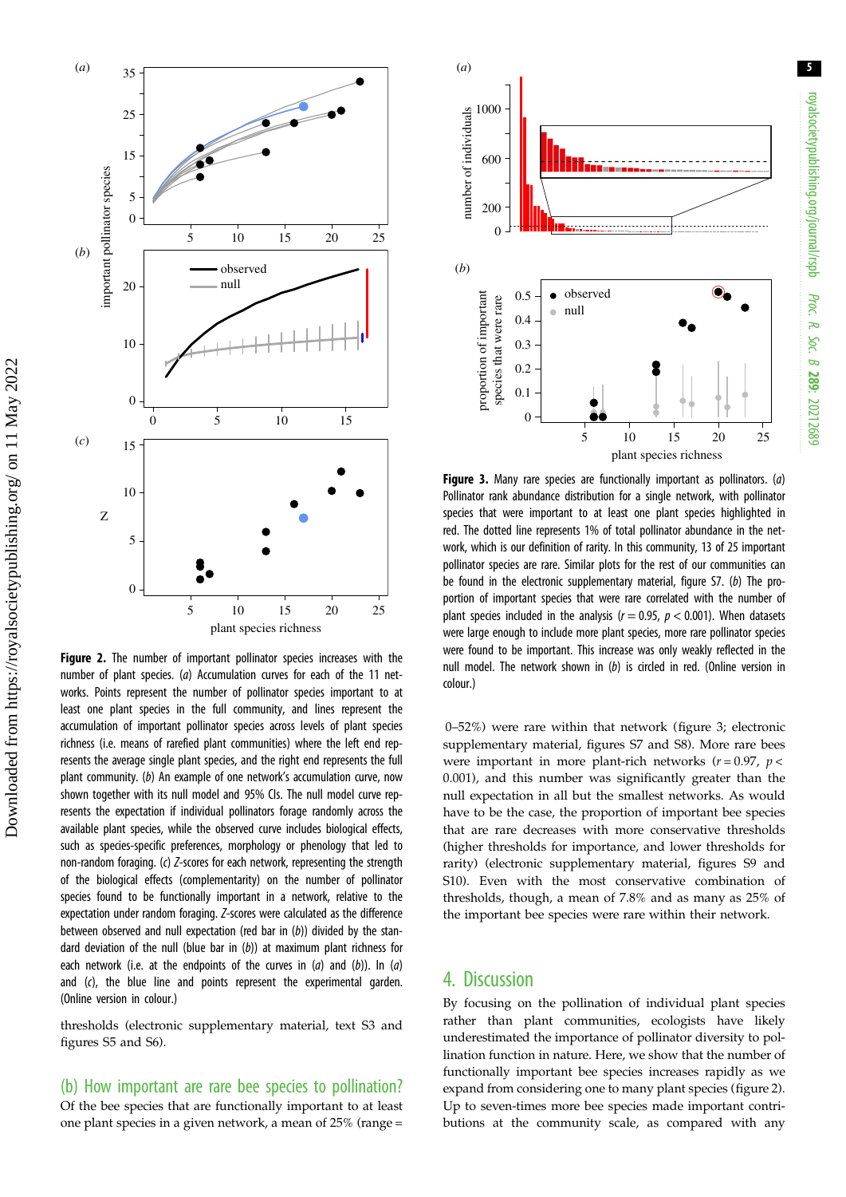**Figure 2.** The number of important pollinator species increases with the number of plant species. (*a*) Accumulation curves for each of the 11 networks. Points represent the number of pollinator species important to at least one plant species in the full community, and lines represent the accumulation of important pollinator species across levels of plant species richness (i.e. means of rarefied plant communities) where the left end represents the average single plant species, and the right end represents the full plant community. (*b*) An example of one network's accumulation curve, now shown together with its null model and 95% CIs. The null model curve represents the expectation if individual pollinators forage randomly across the available plant species, while the observed curve includes biological effects, such as species-specific preferences, morphology or phenology that led to non-random foraging. (*c*) *Z*-scores for each network, representing the strength of the biological effects (complementarity) on the number of pollinator species found to be functionally important to a network, relative to the expectation under random foraging. *Z*-scores were calculated as the difference between observed and null expectation (red bar in (*b*)) divided by the standard deviation of the null (blue bar in (*b*)) at maximum plant richness for each network (i.e. at the endpoints of the curves in (*a*) and (*b*)). In (*a*) and (*c*), the blue line and points represent the experimental garden. (Online version in colour.)

thresholds (electronic supplementary material, text S3 and figures S5 and S6).

## (b) How important are rare bee species to pollination?

Of the bee species that are functionally important to at least one plant species in a given network, a mean of 25% (range = 0–52%) were rare within that network (figure 3; electronic supplementary material, figures S7 and S8). More rare bees were important in more plant-rich networks ($r = 0.97$, $p < 0.001$), and this number was significantly greater than the null expectation in all but the smallest networks. As would have to be the case, the proportion of important bee species that are rare decreases with more conservative thresholds (higher thresholds for importance, and lower thresholds for rarity) (electronic supplementary material, figures S9 and S10). Even with the most conservative combination of thresholds, though, a mean of 7.8% and as many as 25% of the important bee species were rare within their network.

**Figure 3.** Many rare species are functionally important as pollinators. (*a*) Pollinator rank abundance distribution for a single network, with pollinator species that were important to at least one plant species highlighted in red. The dotted line represents 1% of total pollinator abundance in the network, which is our definition of rarity. In this community, 13 of 25 important pollinator species are rare. Similar plots for the rest of our communities can be found in the electronic supplementary material, figure S7. (*b*) The proportion of important species that were rare correlated with the number of plant species included in the analysis ($r = 0.95$, $p < 0.001$). When datasets were large enough to include more plant species, more rare pollinator species were found to be important. This increase was only weakly reflected in the null model. The network shown in (*b*) is circled in red. (Online version in colour.)

## 4. Discussion

By focusing on the pollination of individual plant species rather than plant communities, ecologists have likely underestimated the importance of pollinator diversity to pollination function in nature. Here, we show that the number of functionally important bee species increases rapidly as we expand from considering one to many plant species (figure 2). Up to seven-times more bee species made important contributions at the community scale, as compared with any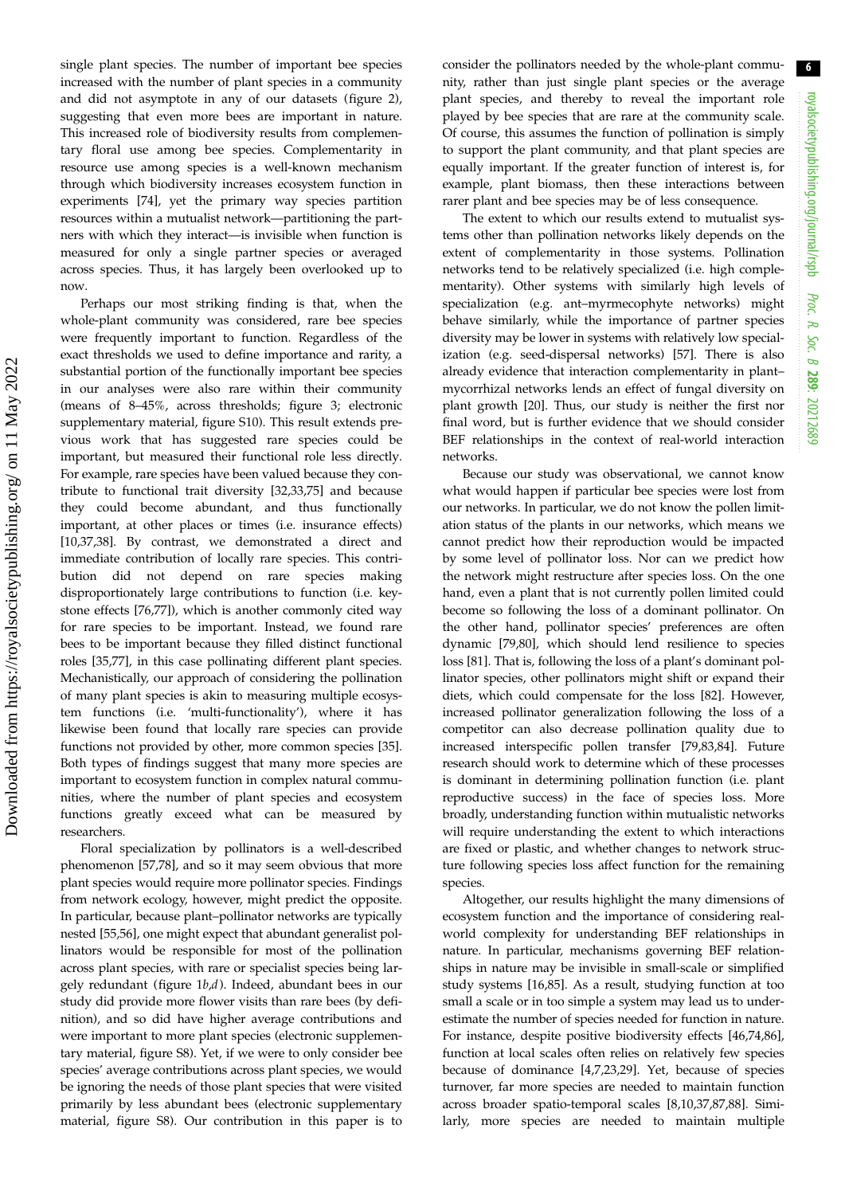single plant species. The number of important bee species increased with the number of plant species in a community and did not asymptote in any of our datasets (figure 2), suggesting that even more bees are important in nature. This increased role of biodiversity results from complementary floral use among bee species. Complementarity in resource use among species is a well-known mechanism through which biodiversity increases ecosystem function in experiments [74], yet the primary way species partition resources within a mutualist network—partitioning the partners with which they interact—is invisible when function is measured for only a single partner species or averaged across species. Thus, it has largely been overlooked up to now.

Perhaps our most striking finding is that, when the whole-plant community was considered, rare bee species were frequently important to function. Regardless of the exact thresholds we used to define importance and rarity, a substantial portion of the functionally important bee species in our analyses were also rare within their community (means of 8–45%, across thresholds; figure 3; electronic supplementary material, figure S10). This result extends previous work that has suggested rare species could be important, but measured their functional role less directly. For example, rare species have been valued because they contribute to functional trait diversity [32,33,75] and because they could become abundant, and thus functionally important, at other places or times (i.e. insurance effects) [10,37,38]. By contrast, we demonstrated a direct and immediate contribution of locally rare species. This contribution did not depend on rare species making disproportionately large contributions to function (i.e. keystone effects [76,77]), which is another commonly cited way for rare species to be important. Instead, we found rare bees to be important because they filled distinct functional roles [35,77], in this case pollinating different plant species. Mechanistically, our approach of considering the pollination of many plant species is akin to measuring multiple ecosystem functions (i.e. 'multi-functionality'), where it has likewise been found that locally rare species can provide functions not provided by other, more common species [35]. Both types of findings suggest that many more species are important to ecosystem function in complex natural communities, where the number of plant species and ecosystem functions greatly exceed what can be measured by researchers.

Floral specialization by pollinators is a well-described phenomenon [57,78], and so it may seem obvious that more plant species would require more pollinator species. Findings from network ecology, however, might predict the opposite. In particular, because plant–pollinator networks are typically nested [55,56], one might expect that abundant generalist pollinators would be responsible for most of the pollination across plant species, with rare or specialist species being largely redundant (figure 1*b*,*d*). Indeed, abundant bees in our study did provide more flower visits than rare bees (by definition), and so did have higher average contributions and were important to more plant species (electronic supplementary material, figure S8). Yet, if we were to only consider bee species' average contributions across plant species, we would be ignoring the needs of those plant species that were visited primarily by less abundant bees (electronic supplementary material, figure S8). Our contribution in this paper is to consider the pollinators needed by the whole-plant community, rather than just single plant species or the average plant species, and thereby to reveal the important role played by bee species that are rare at the community scale. Of course, this assumes the function of pollination is simply to support the plant community, and that plant species are equally important. If the greater function of interest is, for example, plant biomass, then these interactions between rarer plant and bee species may be of less consequence.

The extent to which our results extend to mutualist systems other than pollination networks likely depends on the extent of complementarity in those systems. Pollination networks tend to be relatively specialized (i.e. high complementarity). Other systems with similarly high levels of specialization (e.g. ant–myrmecophyte networks) might behave similarly, while the importance of partner species diversity may be lower in systems with relatively low specialization (e.g. seed-dispersal networks) [57]. There is also already evidence that interaction complementarity in plant–mycorrhizal networks lends an effect of fungal diversity on plant growth [20]. Thus, our study is neither the first nor final word, but is further evidence that we should consider BEF relationships in the context of real-world interaction networks.

Because our study was observational, we cannot know what would happen if particular bee species were lost from our networks. In particular, we do not know the pollen limitation status of the plants in our networks, which means we cannot predict how their reproduction would be impacted by some level of pollinator loss. Nor can we predict how the network might restructure after species loss. On the one hand, even a plant that is not currently pollen limited could become so following the loss of a dominant pollinator. On the other hand, pollinator species' preferences are often dynamic [79,80], which should lend resilience to species loss [81]. That is, following the loss of a plant's dominant pollinator species, other pollinators might shift or expand their diets, which could compensate for the loss [82]. However, increased pollinator generalization following the loss of a competitor can also decrease pollination quality due to increased interspecific pollen transfer [79,83,84]. Future research should work to determine which of these processes is dominant in determining pollination function (i.e. plant reproductive success) in the face of species loss. More broadly, understanding function within mutualistic networks will require understanding the extent to which interactions are fixed or plastic, and whether changes to network structure following species loss affect function for the remaining species.

Altogether, our results highlight the many dimensions of ecosystem function and the importance of considering real-world complexity for understanding BEF relationships in nature. In particular, mechanisms governing BEF relationships in nature may be invisible in small-scale or simplified study systems [16,85]. As a result, studying function at too small a scale or in too simple a system may lead us to underestimate the number of species needed for function in nature. For instance, despite positive biodiversity effects [46,74,86], function at local scales often relies on relatively few species because of dominance [4,7,23,29]. Yet, because of species turnover, far more species are needed to maintain function across broader spatio-temporal scales [8,10,37,87,88]. Similarly, more species are needed to maintain multiple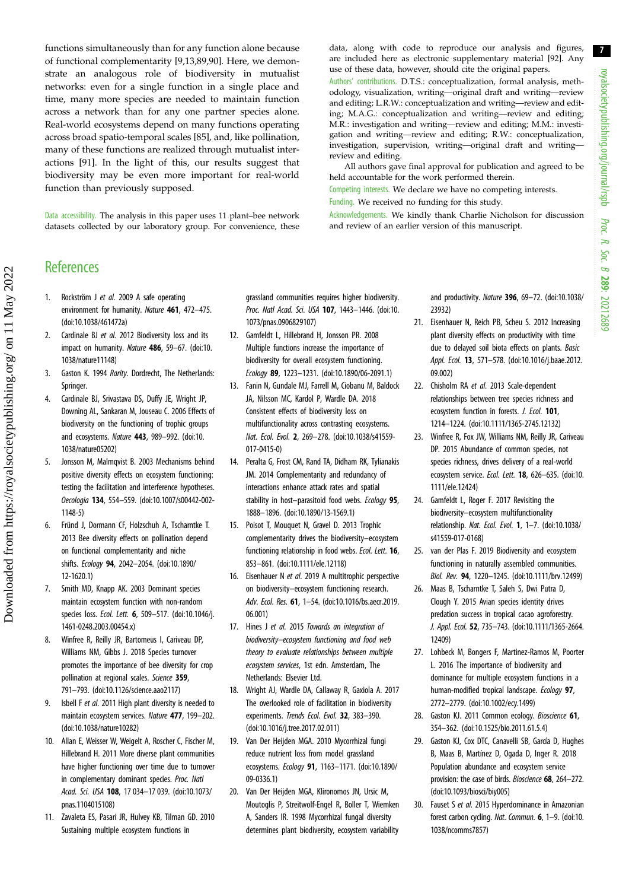functions simultaneously than for any function alone because of functional complementarity [9,13,89,90]. Here, we demonstrate an analogous role of biodiversity in mutualist networks: even for a single function in a single place and time, many more species are needed to maintain function across a network than for any one partner species alone. Real-world ecosystems depend on many functions operating across broad spatio-temporal scales [85], and, like pollination, many of these functions are realized through mutualist interactions [91]. In the light of this, our results suggest that biodiversity may be even more important for real-world function than previously supposed.

Data accessibility. The analysis in this paper uses 11 plant–bee network datasets collected by our laboratory group. For convenience, these data, along with code to reproduce our analysis and figures, are included here as electronic supplementary material [92]. Any use of these data, however, should cite the original papers.

Authors' contributions. D.T.S.: conceptualization, formal analysis, methodology, visualization, writing—original draft and writing—review and editing; L.R.W.: conceptualization and writing—review and editing; M.A.G.: conceptualization and writing—review and editing; M.R.: investigation and writing—review and editing; M.M.: investigation and writing—review and editing; R.W.: conceptualization, investigation, supervision, writing—original draft and writing—review and editing.

All authors gave final approval for publication and agreed to be held accountable for the work performed therein.

Competing interests. We declare we have no competing interests.

Funding. We received no funding for this study.

Acknowledgements. We kindly thank Charlie Nicholson for discussion and review of an earlier version of this manuscript.

# References

1. Rockström J *et al.* 2009 A safe operating environment for humanity. *Nature* **461**, 472–475. (doi:10.1038/461472a)
2. Cardinale BJ *et al.* 2012 Biodiversity loss and its impact on humanity. *Nature* **486**, 59–67. (doi:10.1038/nature11148)
3. Gaston K. 1994 *Rarity*. Dordrecht, The Netherlands: Springer.
4. Cardinale BJ, Srivastava DS, Duffy JE, Wright JP, Downing AL, Sankaran M, Jouseau C. 2006 Effects of biodiversity on the functioning of trophic groups and ecosystems. *Nature* **443**, 989–992. (doi:10.1038/nature05202)
5. Jonsson M, Malmqvist B. 2003 Mechanisms behind positive diversity effects on ecosystem functioning: testing the facilitation and interference hypotheses. *Oecologia* **134**, 554–559. (doi:10.1007/s00442-002-1148-5)
6. Fründ J, Dormann CF, Holzschuh A, Tscharntke T. 2013 Bee diversity effects on pollination depend on functional complementarity and niche shifts. *Ecology* **94**, 2042–2054. (doi:10.1890/12-1620.1)
7. Smith MD, Knapp AK. 2003 Dominant species maintain ecosystem function with non-random species loss. *Ecol. Lett.* **6**, 509–517. (doi:10.1046/j.1461-0248.2003.00454.x)
8. Winfree R, Reilly JR, Bartomeus I, Cariveau DP, Williams NM, Gibbs J. 2018 Species turnover promotes the importance of bee diversity for crop pollination at regional scales. *Science* **359**, 791–793. (doi:10.1126/science.aao2117)
9. Isbell F *et al.* 2011 High plant diversity is needed to maintain ecosystem services. *Nature* **477**, 199–202. (doi:10.1038/nature10282)
10. Allan E, Weisser W, Weigelt A, Roscher C, Fischer M, Hillebrand H. 2011 More diverse plant communities have higher functioning over time due to turnover in complementary dominant species. *Proc. Natl Acad. Sci. USA* **108**, 17 034–17 039. (doi:10.1073/pnas.1104015108)
11. Zavaleta ES, Pasari JR, Hulvey KB, Tilman GD. 2010 Sustaining multiple ecosystem functions in grassland communities requires higher biodiversity. *Proc. Natl Acad. Sci. USA* **107**, 1443–1446. (doi:10.1073/pnas.0906829107)
12. Gamfeldt L, Hillebrand H, Jonsson PR. 2008 Multiple functions increase the importance of biodiversity for overall ecosystem functioning. *Ecology* **89**, 1223–1231. (doi:10.1890/06-2091.1)
13. Fanin N, Gundale MJ, Farrell M, Ciobanu M, Baldock JA, Nilsson MC, Kardol P, Wardle DA. 2018 Consistent effects of biodiversity loss on multifunctionality across contrasting ecosystems. *Nat. Ecol. Evol.* **2**, 269–278. (doi:10.1038/s41559-017-0415-0)
14. Peralta G, Frost CM, Rand TA, Didham RK, Tylianakis JM. 2014 Complementarity and redundancy of interactions enhance attack rates and spatial stability in host–parasitoid food webs. *Ecology* **95**, 1888–1896. (doi:10.1890/13-1569.1)
15. Poisot T, Mouquet N, Gravel D. 2013 Trophic complementarity drives the biodiversity–ecosystem functioning relationship in food webs. *Ecol. Lett.* **16**, 853–861. (doi:10.1111/ele.12118)
16. Eisenhauer N *et al.* 2019 A multitrophic perspective on biodiversity–ecosystem functioning research. *Adv. Ecol. Res.* **61**, 1–54. (doi:10.1016/bs.aecr.2019.06.001)
17. Hines J *et al.* 2015 *Towards an integration of biodiversity–ecosystem functioning and food web theory to evaluate relationships between multiple ecosystem services*, 1st edn. Amsterdam, The Netherlands: Elsevier Ltd.
18. Wright AJ, Wardle DA, Callaway R, Gaxiola A. 2017 The overlooked role of facilitation in biodiversity experiments. *Trends Ecol. Evol.* **32**, 383–390. (doi:10.1016/j.tree.2017.02.011)
19. Van Der Heijden MGA. 2010 Mycorrhizal fungi reduce nutrient loss from model grassland ecosystems. *Ecology* **91**, 1163–1171. (doi:10.1890/09-0336.1)
20. Van Der Heijden MGA, Klironomos JN, Ursic M, Moutoglis P, Streitwolf-Engel R, Boller T, Wiemken A, Sanders IR. 1998 Mycorrhizal fungal diversity determines plant biodiversity, ecosystem variability and productivity. *Nature* **396**, 69–72. (doi:10.1038/23932)
21. Eisenhauer N, Reich PB, Scheu S. 2012 Increasing plant diversity effects on productivity with time due to delayed soil biota effects on plants. *Basic Appl. Ecol.* **13**, 571–578. (doi:10.1016/j.baae.2012.09.002)
22. Chisholm RA *et al.* 2013 Scale-dependent relationships between tree species richness and ecosystem function in forests. *J. Ecol.* **101**, 1214–1224. (doi:10.1111/1365-2745.12132)
23. Winfree R, Fox JW, Williams NM, Reilly JR, Cariveau DP. 2015 Abundance of common species, not species richness, drives delivery of a real-world ecosystem service. *Ecol. Lett.* **18**, 626–635. (doi:10.1111/ele.12424)
24. Gamfeldt L, Roger F. 2017 Revisiting the biodiversity–ecosystem multifunctionality relationship. *Nat. Ecol. Evol.* **1**, 1–7. (doi:10.1038/s41559-017-0168)
25. van der Plas F. 2019 Biodiversity and ecosystem functioning in naturally assembled communities. *Biol. Rev.* **94**, 1220–1245. (doi:10.1111/brv.12499)
26. Maas B, Tscharntke T, Saleh S, Dwi Putra D, Clough Y. 2015 Avian species identity drives predation success in tropical cacao agroforestry. *J. Appl. Ecol.* **52**, 735–743. (doi:10.1111/1365-2664.12409)
27. Lohbeck M, Bongers F, Martinez-Ramos M, Poorter L. 2016 The importance of biodiversity and dominance for multiple ecosystem functions in a human-modified tropical landscape. *Ecology* **97**, 2772–2779. (doi:10.1002/ecy.1499)
28. Gaston KJ. 2011 Common ecology. *Bioscience* **61**, 354–362. (doi:10.1525/bio.2011.61.5.4)
29. Gaston KJ, Cox DTC, Canavelli SB, García D, Hughes B, Maas B, Martínez D, Ogada D, Inger R. 2018 Population abundance and ecosystem service provision: the case of birds. *Bioscience* **68**, 264–272. (doi:10.1093/biosci/biy005)
30. Fauset S *et al.* 2015 Hyperdominance in Amazonian forest carbon cycling. *Nat. Commun.* **6**, 1–9. (doi:10.1038/ncomms7857)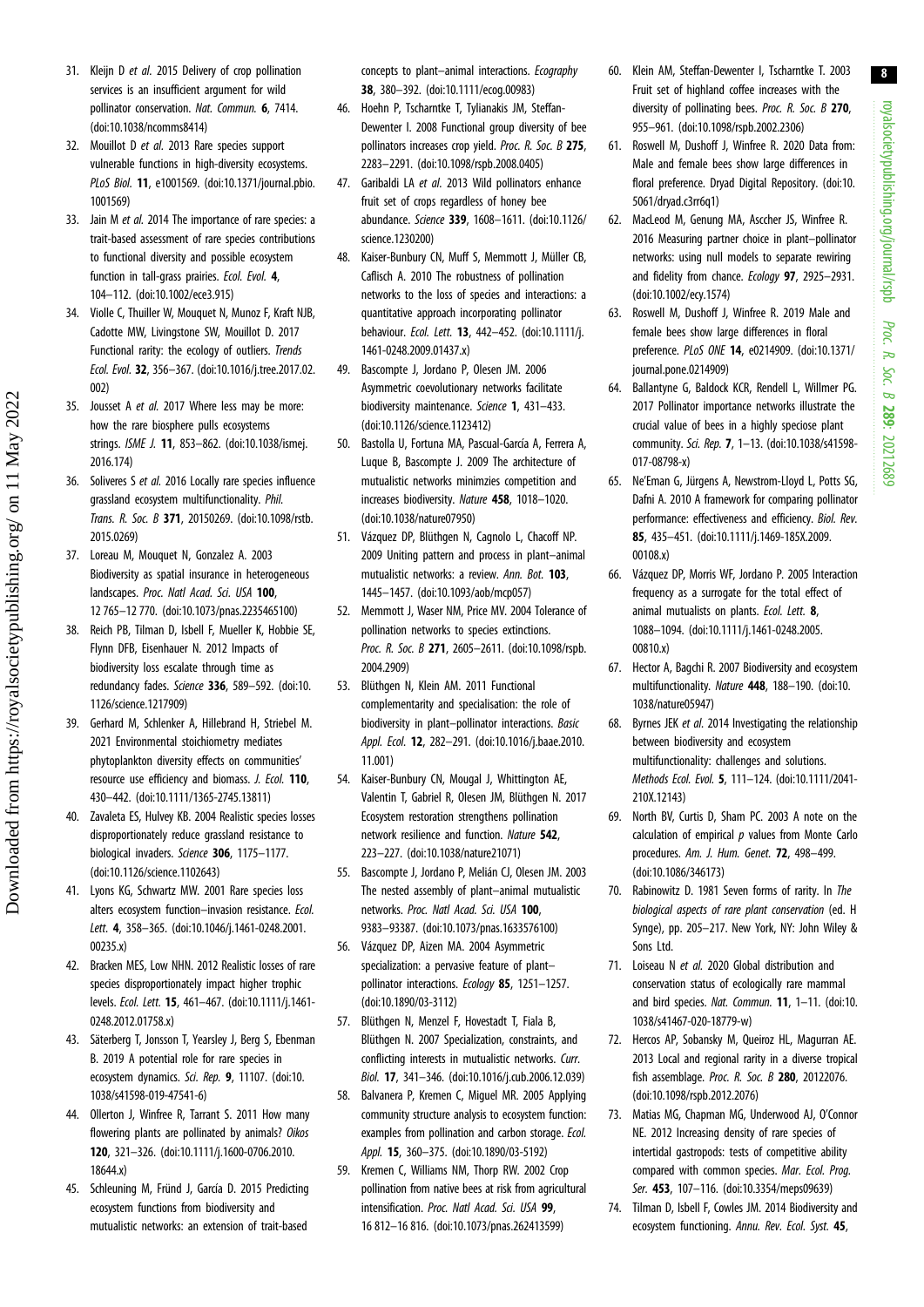31. Kleijn D *et al.* 2015 Delivery of crop pollination services is an insufficient argument for wild pollinator conservation. *Nat. Commun.* **6**, 7414. (doi:10.1038/ncomms8414)
32. Mouillot D *et al.* 2013 Rare species support vulnerable functions in high-diversity ecosystems. *PLoS Biol.* **11**, e1001569. (doi:10.1371/journal.pbio.1001569)
33. Jain M *et al.* 2014 The importance of rare species: a trait-based assessment of rare species contributions to functional diversity and possible ecosystem function in tall-grass prairies. *Ecol. Evol.* **4**, 104–112. (doi:10.1002/ece3.915)
34. Violle C, Thuiller W, Mouquet N, Munoz F, Kraft NJB, Cadotte MW, Livingstone SW, Mouillot D. 2017 Functional rarity: the ecology of outliers. *Trends Ecol. Evol.* **32**, 356–367. (doi:10.1016/j.tree.2017.02.002)
35. Jousset A *et al.* 2017 Where less may be more: how the rare biosphere pulls ecosystems strings. *ISME J.* **11**, 853–862. (doi:10.1038/ismej.2016.174)
36. Soliveres S *et al.* 2016 Locally rare species influence grassland ecosystem multifunctionality. *Phil. Trans. R. Soc. B* **371**, 20150269. (doi:10.1098/rstb.2015.0269)
37. Loreau M, Mouquet N, Gonzalez A. 2003 Biodiversity as spatial insurance in heterogeneous landscapes. *Proc. Natl Acad. Sci. USA* **100**, 12 765–12 770. (doi:10.1073/pnas.2235465100)
38. Reich PB, Tilman D, Isbell F, Mueller K, Hobbie SE, Flynn DFB, Eisenhauer N. 2012 Impacts of biodiversity loss escalate through time as redundancy fades. *Science* **336**, 589–592. (doi:10.1126/science.1217909)
39. Gerhard M, Schlenker A, Hillebrand H, Striebel M. 2021 Environmental stoichiometry mediates phytoplankton diversity effects on communities' resource use efficiency and biomass. *J. Ecol.* **110**, 430–442. (doi:10.1111/1365-2745.13811)
40. Zavaleta ES, Hulvey KB. 2004 Realistic species losses disproportionately reduce grassland resistance to biological invaders. *Science* **306**, 1175–1177. (doi:10.1126/science.1102643)
41. Lyons KG, Schwartz MW. 2001 Rare species loss alters ecosystem function–invasion resistance. *Ecol. Lett.* **4**, 358–365. (doi:10.1046/j.1461-0248.2001.00235.x)
42. Bracken MES, Low NHN. 2012 Realistic losses of rare species disproportionately impact higher trophic levels. *Ecol. Lett.* **15**, 461–467. (doi:10.1111/j.1461-0248.2012.01758.x)
43. Säterberg T, Jonsson T, Yearsley J, Berg S, Ebenman B. 2019 A potential role for rare species in ecosystem dynamics. *Sci. Rep.* **9**, 11107. (doi:10.1038/s41598-019-47541-6)
44. Ollerton J, Winfree R, Tarrant S. 2011 How many flowering plants are pollinated by animals? *Oikos* **120**, 321–326. (doi:10.1111/j.1600-0706.2010.18644.x)
45. Schleuning M, Fründ J, García D. 2015 Predicting ecosystem functions from biodiversity and mutualistic networks: an extension of trait-based concepts to plant–animal interactions. *Ecography* **38**, 380–392. (doi:10.1111/ecog.00983)
46. Hoehn P, Tscharntke T, Tylianakis JM, Steffan-Dewenter I. 2008 Functional group diversity of bee pollinators increases crop yield. *Proc. R. Soc. B* **275**, 2283–2291. (doi:10.1098/rspb.2008.0405)
47. Garibaldi LA *et al.* 2013 Wild pollinators enhance fruit set of crops regardless of honey bee abundance. *Science* **339**, 1608–1611. (doi:10.1126/science.1230200)
48. Kaiser-Bunbury CN, Muff S, Memmott J, Müller CB, Caflisch A. 2010 The robustness of pollination networks to the loss of species and interactions: a quantitative approach incorporating pollinator behaviour. *Ecol. Lett.* **13**, 442–452. (doi:10.1111/j.1461-0248.2009.01437.x)
49. Bascompte J, Jordano P, Olesen JM. 2006 Asymmetric coevolutionary networks facilitate biodiversity maintenance. *Science* **1**, 431–433. (doi:10.1126/science.1123412)
50. Bastolla U, Fortuna MA, Pascual-García A, Ferrera A, Luque B, Bascompte J. 2009 The architecture of mutualistic networks minimzies competition and increases biodiversity. *Nature* **458**, 1018–1020. (doi:10.1038/nature07950)
51. Vázquez DP, Blüthgen N, Cagnolo L, Chacoff NP. 2009 Uniting pattern and process in plant–animal mutualistic networks: a review. *Ann. Bot.* **103**, 1445–1457. (doi:10.1093/aob/mcp057)
52. Memmott J, Waser NM, Price MV. 2004 Tolerance of pollination networks to species extinctions. *Proc. R. Soc. B* **271**, 2605–2611. (doi:10.1098/rspb.2004.2909)
53. Blüthgen N, Klein AM. 2011 Functional complementarity and specialisation: the role of biodiversity in plant–pollinator interactions. *Basic Appl. Ecol.* **12**, 282–291. (doi:10.1016/j.baae.2010.11.001)
54. Kaiser-Bunbury CN, Mougal J, Whittington AE, Valentin T, Gabriel R, Olesen JM, Blüthgen N. 2017 Ecosystem restoration strengthens pollination network resilience and function. *Nature* **542**, 223–227. (doi:10.1038/nature21071)
55. Bascompte J, Jordano P, Melián CJ, Olesen JM. 2003 The nested assembly of plant–animal mutualistic networks. *Proc. Natl Acad. Sci. USA* **100**, 9383–93387. (doi:10.1073/pnas.1633576100)
56. Vázquez DP, Aizen MA. 2004 Asymmetric specialization: a pervasive feature of plant–pollinator interactions. *Ecology* **85**, 1251–1257. (doi:10.1890/03-3112)
57. Blüthgen N, Menzel F, Hovestadt T, Fiala B, Blüthgen N. 2007 Specialization, constraints, and conflicting interests in mutualistic networks. *Curr. Biol.* **17**, 341–346. (doi:10.1016/j.cub.2006.12.039)
58. Balvanera P, Kremen C, Miguel MR. 2005 Applying community structure analysis to ecosystem function: examples from pollination and carbon storage. *Ecol. Appl.* **15**, 360–375. (doi:10.1890/03-5192)
59. Kremen C, Williams NM, Thorp RW. 2002 Crop pollination from native bees at risk from agricultural intensification. *Proc. Natl Acad. Sci. USA* **99**, 16 812–16 816. (doi:10.1073/pnas.262413599)
60. Klein AM, Steffan-Dewenter I, Tscharntke T. 2003 Fruit set of highland coffee increases with the diversity of pollinating bees. *Proc. R. Soc. B* **270**, 955–961. (doi:10.1098/rspb.2002.2306)
61. Roswell M, Dushoff J, Winfree R. 2020 Data from: Male and female bees show large differences in floral preference. Dryad Digital Repository. (doi:10.5061/dryad.c3rr6q1)
62. MacLeod M, Genung MA, Ascher JS, Winfree R. 2016 Measuring partner choice in plant–pollinator networks: using null models to separate rewiring and fidelity from chance. *Ecology* **97**, 2925–2931. (doi:10.1002/ecy.1574)
63. Roswell M, Dushoff J, Winfree R. 2019 Male and female bees show large differences in floral preference. *PLoS ONE* **14**, e0214909. (doi:10.1371/journal.pone.0214909)
64. Ballantyne G, Baldock KCR, Rendell L, Willmer PG. 2017 Pollinator importance networks illustrate the crucial value of bees in a highly speciose plant community. *Sci. Rep.* **7**, 1–13. (doi:10.1038/s41598-017-08798-x)
65. Ne'Eman G, Jürgens A, Newstrom-Lloyd L, Potts SG, Dafni A. 2010 A framework for comparing pollinator performance: effectiveness and efficiency. *Biol. Rev.* **85**, 435–451. (doi:10.1111/j.1469-185X.2009.00108.x)
66. Vázquez DP, Morris WF, Jordano P. 2005 Interaction frequency as a surrogate for the total effect of animal mutualists on plants. *Ecol. Lett.* **8**, 1088–1094. (doi:10.1111/j.1461-0248.2005.00810.x)
67. Hector A, Bagchi R. 2007 Biodiversity and ecosystem multifunctionality. *Nature* **448**, 188–190. (doi:10.1038/nature05947)
68. Byrnes JEK *et al.* 2014 Investigating the relationship between biodiversity and ecosystem multifunctionality: challenges and solutions. *Methods Ecol. Evol.* **5**, 111–124. (doi:10.1111/2041-210X.12143)
69. North BV, Curtis D, Sham PC. 2003 A note on the calculation of empirical *p* values from Monte Carlo procedures. *Am. J. Hum. Genet.* **72**, 498–499. (doi:10.1086/346173)
70. Rabinowitz D. 1981 Seven forms of rarity. In *The biological aspects of rare plant conservation* (ed. H Synge), pp. 205–217. New York, NY: John Wiley & Sons Ltd.
71. Loiseau N *et al.* 2020 Global distribution and conservation status of ecologically rare mammal and bird species. *Nat. Commun.* **11**, 1–11. (doi:10.1038/s41467-020-18779-w)
72. Hercos AP, Sobansky M, Queiroz HL, Magurran AE. 2013 Local and regional rarity in a diverse tropical fish assemblage. *Proc. R. Soc. B* **280**, 20122076. (doi:10.1098/rspb.2012.2076)
73. Matias MG, Chapman MG, Underwood AJ, O'Connor NE. 2012 Increasing density of rare species of intertidal gastropods: tests of competitive ability compared with common species. *Mar. Ecol. Prog. Ser.* **453**, 107–116. (doi:10.3354/meps09639)
74. Tilman D, Isbell F, Cowles JM. 2014 Biodiversity and ecosystem functioning. *Annu. Rev. Ecol. Syst.* **45**,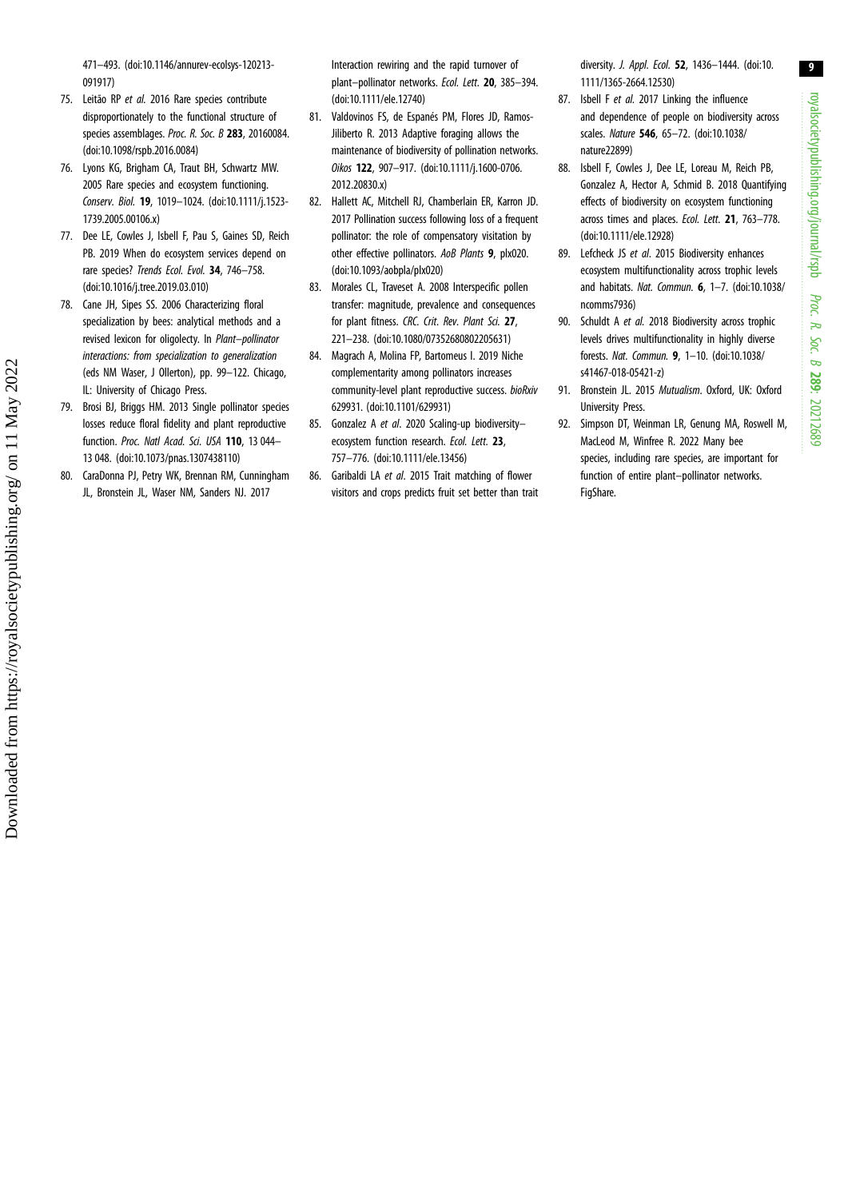471–493. (doi:10.1146/annurev-ecolsys-120213-091917)

75. Leitão RP *et al.* 2016 Rare species contribute disproportionately to the functional structure of species assemblages. *Proc. R. Soc. B* **283**, 20160084. (doi:10.1098/rspb.2016.0084)
76. Lyons KG, Brigham CA, Traut BH, Schwartz MW. 2005 Rare species and ecosystem functioning. *Conserv. Biol.* **19**, 1019–1024. (doi:10.1111/j.1523-1739.2005.00106.x)
77. Dee LE, Cowles J, Isbell F, Pau S, Gaines SD, Reich PB. 2019 When do ecosystem services depend on rare species? *Trends Ecol. Evol.* **34**, 746–758. (doi:10.1016/j.tree.2019.03.010)
78. Cane JH, Sipes SS. 2006 Characterizing floral specialization by bees: analytical methods and a revised lexicon for oligolecty. In *Plant–pollinator interactions: from specialization to generalization* (eds NM Waser, J Ollerton), pp. 99–122. Chicago, IL: University of Chicago Press.
79. Brosi BJ, Briggs HM. 2013 Single pollinator species losses reduce floral fidelity and plant reproductive function. *Proc. Natl Acad. Sci. USA* **110**, 13 044–13 048. (doi:10.1073/pnas.1307438110)
80. CaraDonna PJ, Petry WK, Brennan RM, Cunningham JL, Bronstein JL, Waser NM, Sanders NJ. 2017 Interaction rewiring and the rapid turnover of plant–pollinator networks. *Ecol. Lett.* **20**, 385–394. (doi:10.1111/ele.12740)
81. Valdovinos FS, de Espanés PM, Flores JD, Ramos-Jiliberto R. 2013 Adaptive foraging allows the maintenance of biodiversity of pollination networks. *Oikos* **122**, 907–917. (doi:10.1111/j.1600-0706.2012.20830.x)
82. Hallett AC, Mitchell RJ, Chamberlain ER, Karron JD. 2017 Pollination success following loss of a frequent pollinator: the role of compensatory visitation by other effective pollinators. *AoB Plants* **9**, plx020. (doi:10.1093/aobpla/plx020)
83. Morales CL, Traveset A. 2008 Interspecific pollen transfer: magnitude, prevalence and consequences for plant fitness. *CRC. Crit. Rev. Plant Sci.* **27**, 221–238. (doi:10.1080/07352680802205631)
84. Magrach A, Molina FP, Bartomeus I. 2019 Niche complementarity among pollinators increases community-level plant reproductive success. *bioRxiv* 629931. (doi:10.1101/629931)
85. Gonzalez A *et al*. 2020 Scaling-up biodiversity–ecosystem function research. *Ecol. Lett.* **23**, 757–776. (doi:10.1111/ele.13456)
86. Garibaldi LA *et al*. 2015 Trait matching of flower visitors and crops predicts fruit set better than trait diversity. *J. Appl. Ecol.* **52**, 1436–1444. (doi:10.1111/1365-2664.12530)
87. Isbell F *et al.* 2017 Linking the influence and dependence of people on biodiversity across scales. *Nature* **546**, 65–72. (doi:10.1038/nature22899)
88. Isbell F, Cowles J, Dee LE, Loreau M, Reich PB, Gonzalez A, Hector A, Schmid B. 2018 Quantifying effects of biodiversity on ecosystem functioning across times and places. *Ecol. Lett.* **21**, 763–778. (doi:10.1111/ele.12928)
89. Lefcheck JS *et al.* 2015 Biodiversity enhances ecosystem multifunctionality across trophic levels and habitats. *Nat. Commun.* **6**, 1–7. (doi:10.1038/ncomms7936)
90. Schuldt A *et al.* 2018 Biodiversity across trophic levels drives multifunctionality in highly diverse forests. *Nat. Commun.* **9**, 1–10. (doi:10.1038/s41467-018-05421-z)
91. Bronstein JL. 2015 *Mutualism*. Oxford, UK: Oxford University Press.
92. Simpson DT, Weinman LR, Genung MA, Roswell M, MacLeod M, Winfree R. 2022 Many bee species, including rare species, are important for function of entire plant–pollinator networks. FigShare.